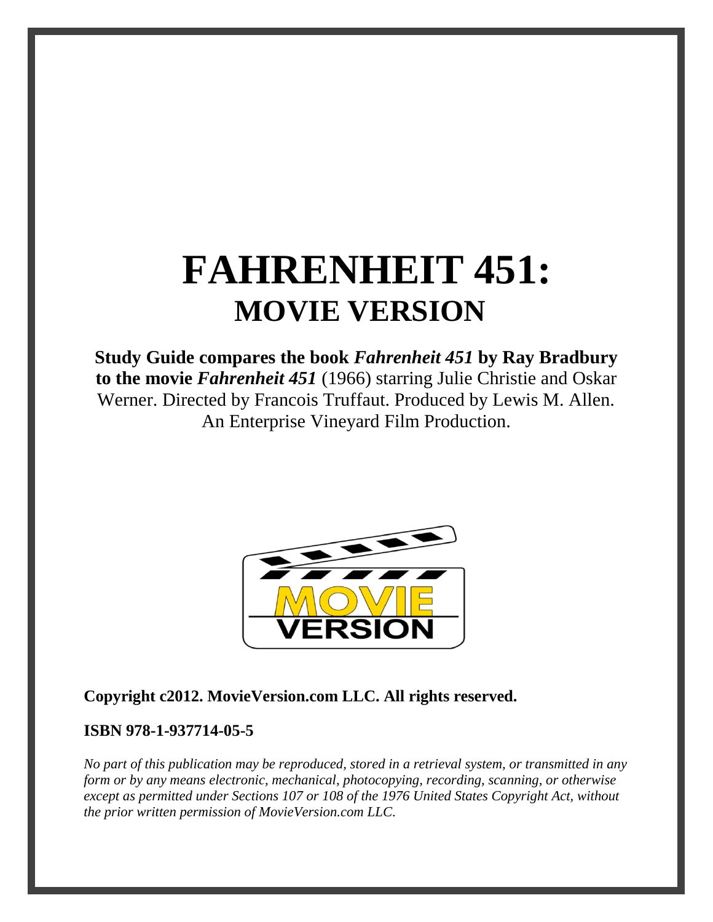# FAHRENHEIT 451:
## MOVIE VERSION

**Study Guide compares the book *Fahrenheit 451* by Ray Bradbury to the movie *Fahrenheit 451*** (1966) starring Julie Christie and Oskar Werner. Directed by Francois Truffaut. Produced by Lewis M. Allen. An Enterprise Vineyard Film Production.

**Copyright c2012. MovieVersion.com LLC. All rights reserved.**

**ISBN 978-1-937714-05-5**

*No part of this publication may be reproduced, stored in a retrieval system, or transmitted in any form or by any means electronic, mechanical, photocopying, recording, scanning, or otherwise except as permitted under Sections 107 or 108 of the 1976 United States Copyright Act, without the prior written permission of MovieVersion.com LLC.*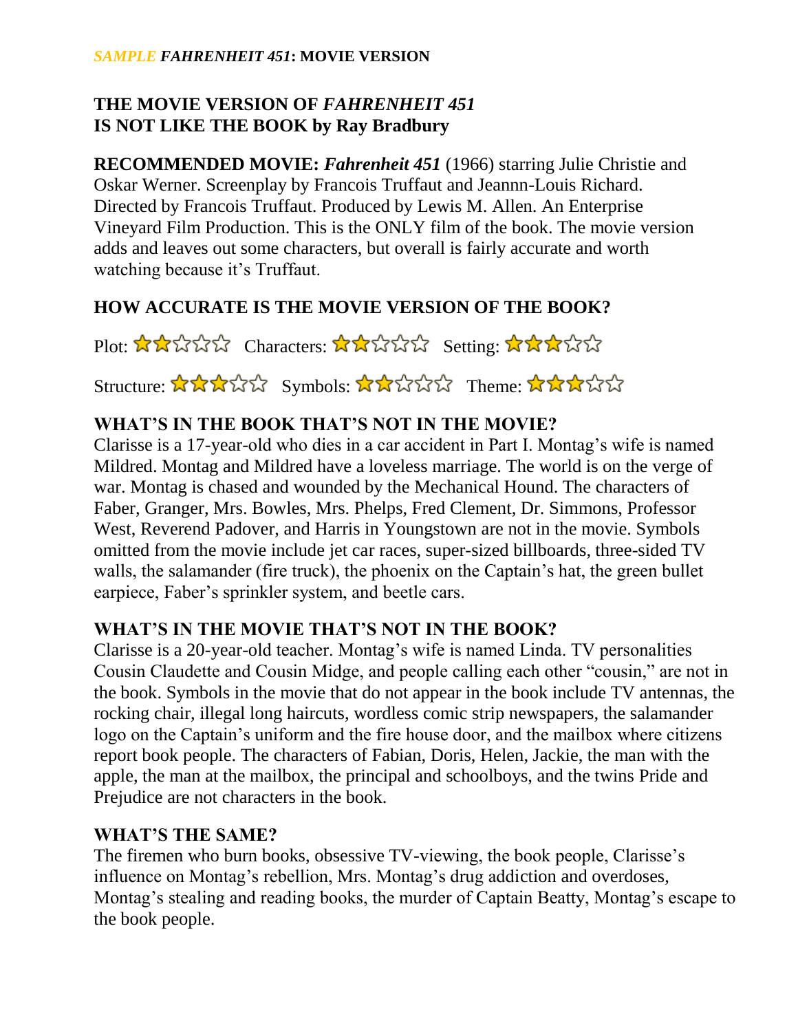*SAMPLE* ***FAHRENHEIT 451*****: MOVIE VERSION**

## THE MOVIE VERSION OF *FAHRENHEIT 451* IS NOT LIKE THE BOOK by Ray Bradbury

**RECOMMENDED MOVIE:** ***Fahrenheit 451*** (1966) starring Julie Christie and Oskar Werner. Screenplay by Francois Truffaut and Jeannn-Louis Richard. Directed by Francois Truffaut. Produced by Lewis M. Allen. An Enterprise Vineyard Film Production. This is the ONLY film of the book. The movie version adds and leaves out some characters, but overall is fairly accurate and worth watching because it's Truffaut.

### HOW ACCURATE IS THE MOVIE VERSION OF THE BOOK?

Plot: ★★☆☆☆ Characters: ★★☆☆☆ Setting: ★★★☆☆

Structure: ★★★☆☆ Symbols: ★★☆☆☆ Theme: ★★★☆☆

### WHAT'S IN THE BOOK THAT'S NOT IN THE MOVIE?

Clarisse is a 17-year-old who dies in a car accident in Part I. Montag's wife is named Mildred. Montag and Mildred have a loveless marriage. The world is on the verge of war. Montag is chased and wounded by the Mechanical Hound. The characters of Faber, Granger, Mrs. Bowles, Mrs. Phelps, Fred Clement, Dr. Simmons, Professor West, Reverend Padover, and Harris in Youngstown are not in the movie. Symbols omitted from the movie include jet car races, super-sized billboards, three-sided TV walls, the salamander (fire truck), the phoenix on the Captain's hat, the green bullet earpiece, Faber's sprinkler system, and beetle cars.

### WHAT'S IN THE MOVIE THAT'S NOT IN THE BOOK?

Clarisse is a 20-year-old teacher. Montag's wife is named Linda. TV personalities Cousin Claudette and Cousin Midge, and people calling each other "cousin," are not in the book. Symbols in the movie that do not appear in the book include TV antennas, the rocking chair, illegal long haircuts, wordless comic strip newspapers, the salamander logo on the Captain's uniform and the fire house door, and the mailbox where citizens report book people. The characters of Fabian, Doris, Helen, Jackie, the man with the apple, the man at the mailbox, the principal and schoolboys, and the twins Pride and Prejudice are not characters in the book.

### WHAT'S THE SAME?

The firemen who burn books, obsessive TV-viewing, the book people, Clarisse's influence on Montag's rebellion, Mrs. Montag's drug addiction and overdoses, Montag's stealing and reading books, the murder of Captain Beatty, Montag's escape to the book people.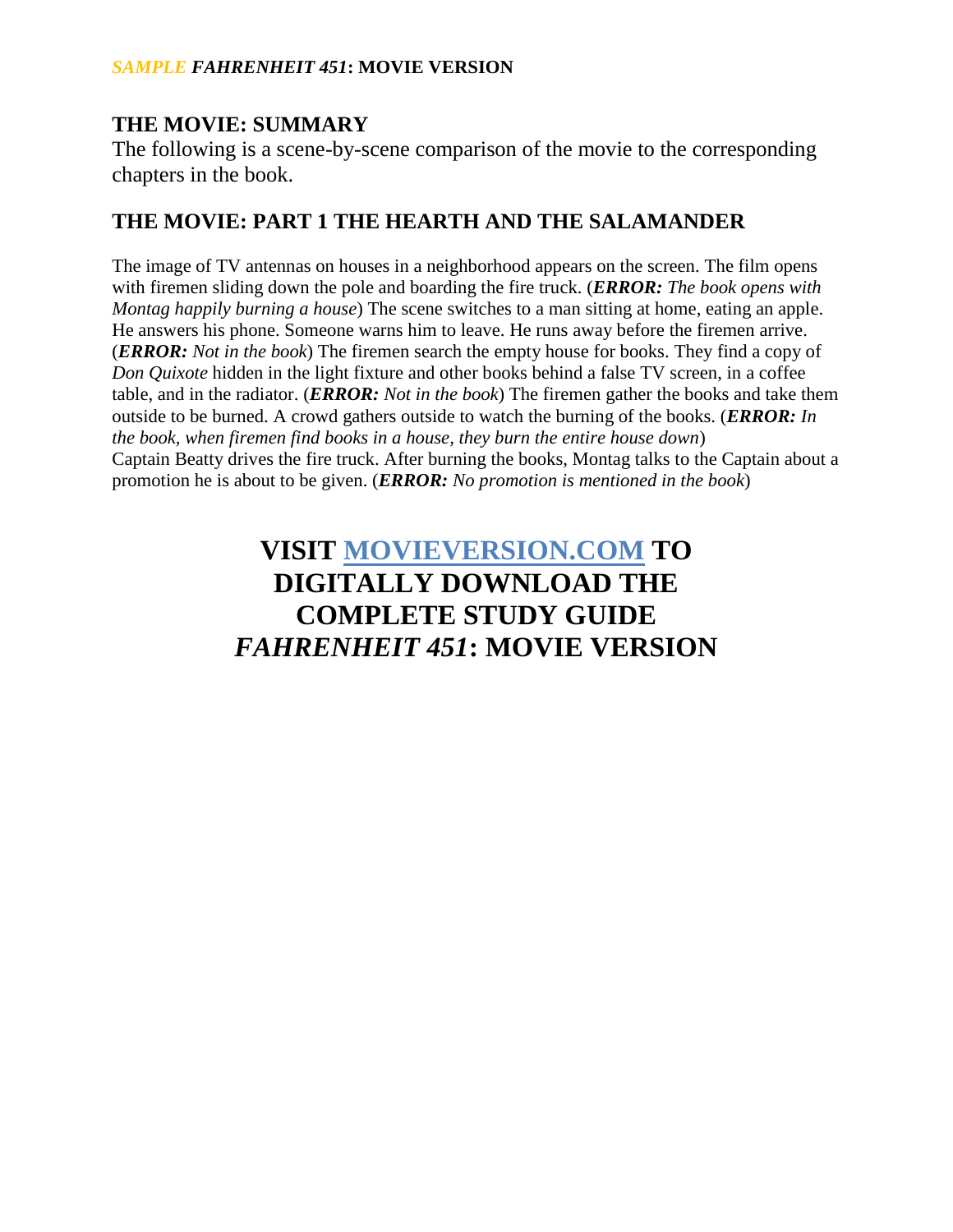*SAMPLE* ***FAHRENHEIT 451*****: MOVIE VERSION**

## THE MOVIE: SUMMARY

The following is a scene-by-scene comparison of the movie to the corresponding chapters in the book.

## THE MOVIE: PART 1 THE HEARTH AND THE SALAMANDER

The image of TV antennas on houses in a neighborhood appears on the screen. The film opens with firemen sliding down the pole and boarding the fire truck. (***ERROR:*** *The book opens with Montag happily burning a house*) The scene switches to a man sitting at home, eating an apple. He answers his phone. Someone warns him to leave. He runs away before the firemen arrive. (***ERROR:*** *Not in the book*) The firemen search the empty house for books. They find a copy of *Don Quixote* hidden in the light fixture and other books behind a false TV screen, in a coffee table, and in the radiator. (***ERROR:*** *Not in the book*) The firemen gather the books and take them outside to be burned. A crowd gathers outside to watch the burning of the books. (***ERROR:*** *In the book, when firemen find books in a house, they burn the entire house down*)
Captain Beatty drives the fire truck. After burning the books, Montag talks to the Captain about a promotion he is about to be given. (***ERROR:*** *No promotion is mentioned in the book*)

# VISIT MOVIEVERSION.COM TO DIGITALLY DOWNLOAD THE COMPLETE STUDY GUIDE *FAHRENHEIT 451*: MOVIE VERSION